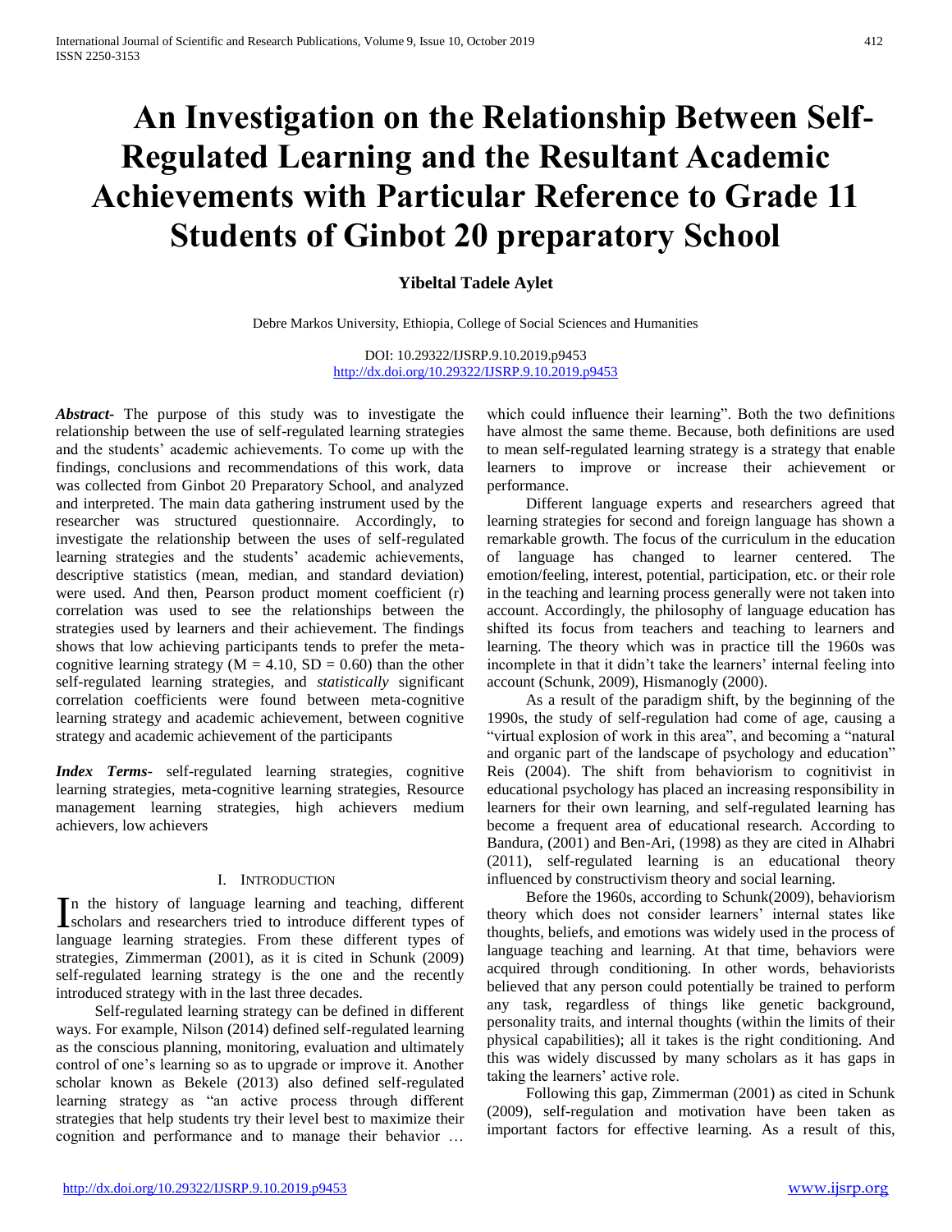# An Investigation on the Relationship Between Self-Regulated Learning and the Resultant Academic Achievements with Particular Reference to Grade 11 Students of Ginbot 20 preparatory School

**Yibeltal Tadele Aylet**

Debre Markos University, Ethiopia, College of Social Sciences and Humanities

DOI: 10.29322/IJSRP.9.10.2019.p9453
http://dx.doi.org/10.29322/IJSRP.9.10.2019.p9453

***Abstract***- The purpose of this study was to investigate the relationship between the use of self-regulated learning strategies and the students' academic achievements. To come up with the findings, conclusions and recommendations of this work, data was collected from Ginbot 20 Preparatory School, and analyzed and interpreted. The main data gathering instrument used by the researcher was structured questionnaire. Accordingly, to investigate the relationship between the uses of self-regulated learning strategies and the students' academic achievements, descriptive statistics (mean, median, and standard deviation) were used. And then, Pearson product moment coefficient (r) correlation was used to see the relationships between the strategies used by learners and their achievement. The findings shows that low achieving participants tends to prefer the meta-cognitive learning strategy ($M = 4.10$, $SD = 0.60$) than the other self-regulated learning strategies, and *statistically* significant correlation coefficients were found between meta-cognitive learning strategy and academic achievement, between cognitive strategy and academic achievement of the participants

***Index Terms***- self-regulated learning strategies, cognitive learning strategies, meta-cognitive learning strategies, Resource management learning strategies, high achievers medium achievers, low achievers

## I. Introduction

In the history of language learning and teaching, different scholars and researchers tried to introduce different types of language learning strategies. From these different types of strategies, Zimmerman (2001), as it is cited in Schunk (2009) self-regulated learning strategy is the one and the recently introduced strategy with in the last three decades.

Self-regulated learning strategy can be defined in different ways. For example, Nilson (2014) defined self-regulated learning as the conscious planning, monitoring, evaluation and ultimately control of one's learning so as to upgrade or improve it. Another scholar known as Bekele (2013) also defined self-regulated learning strategy as "an active process through different strategies that help students try their level best to maximize their cognition and performance and to manage their behavior … which could influence their learning". Both the two definitions have almost the same theme. Because, both definitions are used to mean self-regulated learning strategy is a strategy that enable learners to improve or increase their achievement or performance.

Different language experts and researchers agreed that learning strategies for second and foreign language has shown a remarkable growth. The focus of the curriculum in the education of language has changed to learner centered. The emotion/feeling, interest, potential, participation, etc. or their role in the teaching and learning process generally were not taken into account. Accordingly, the philosophy of language education has shifted its focus from teachers and teaching to learners and learning. The theory which was in practice till the 1960s was incomplete in that it didn't take the learners' internal feeling into account (Schunk, 2009), Hismanogly (2000).

As a result of the paradigm shift, by the beginning of the 1990s, the study of self-regulation had come of age, causing a "virtual explosion of work in this area", and becoming a "natural and organic part of the landscape of psychology and education" Reis (2004). The shift from behaviorism to cognitivist in educational psychology has placed an increasing responsibility in learners for their own learning, and self-regulated learning has become a frequent area of educational research. According to Bandura, (2001) and Ben-Ari, (1998) as they are cited in Alhabri (2011), self-regulated learning is an educational theory influenced by constructivism theory and social learning.

Before the 1960s, according to Schunk(2009), behaviorism theory which does not consider learners' internal states like thoughts, beliefs, and emotions was widely used in the process of language teaching and learning. At that time, behaviors were acquired through conditioning. In other words, behaviorists believed that any person could potentially be trained to perform any task, regardless of things like genetic background, personality traits, and internal thoughts (within the limits of their physical capabilities); all it takes is the right conditioning. And this was widely discussed by many scholars as it has gaps in taking the learners' active role.

Following this gap, Zimmerman (2001) as cited in Schunk (2009), self-regulation and motivation have been taken as important factors for effective learning. As a result of this,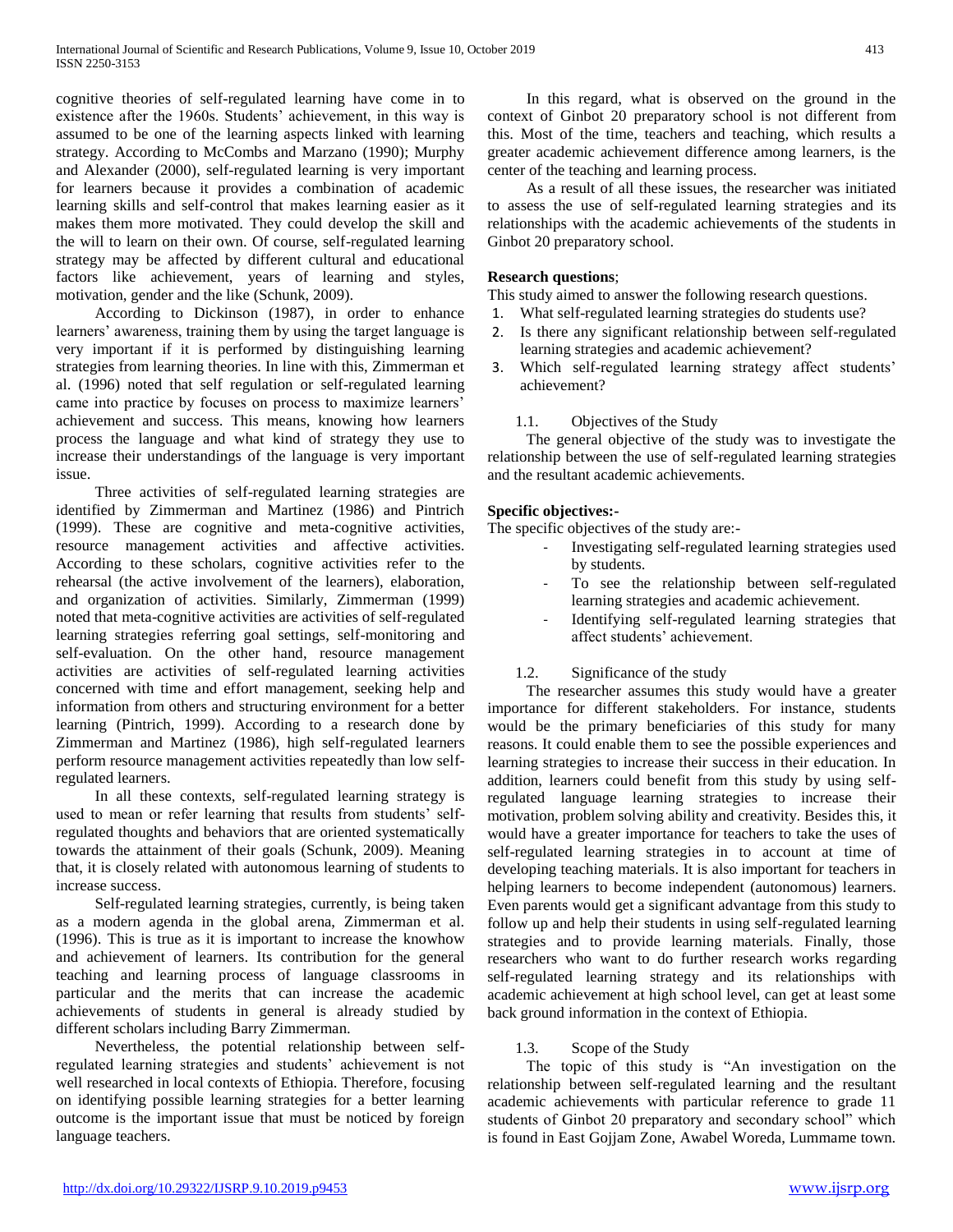cognitive theories of self-regulated learning have come in to existence after the 1960s. Students' achievement, in this way is assumed to be one of the learning aspects linked with learning strategy. According to McCombs and Marzano (1990); Murphy and Alexander (2000), self-regulated learning is very important for learners because it provides a combination of academic learning skills and self-control that makes learning easier as it makes them more motivated. They could develop the skill and the will to learn on their own. Of course, self-regulated learning strategy may be affected by different cultural and educational factors like achievement, years of learning and styles, motivation, gender and the like (Schunk, 2009).

According to Dickinson (1987), in order to enhance learners' awareness, training them by using the target language is very important if it is performed by distinguishing learning strategies from learning theories. In line with this, Zimmerman et al. (1996) noted that self regulation or self-regulated learning came into practice by focuses on process to maximize learners' achievement and success. This means, knowing how learners process the language and what kind of strategy they use to increase their understandings of the language is very important issue.

Three activities of self-regulated learning strategies are identified by Zimmerman and Martinez (1986) and Pintrich (1999). These are cognitive and meta-cognitive activities, resource management activities and affective activities. According to these scholars, cognitive activities refer to the rehearsal (the active involvement of the learners), elaboration, and organization of activities. Similarly, Zimmerman (1999) noted that meta-cognitive activities are activities of self-regulated learning strategies referring goal settings, self-monitoring and self-evaluation. On the other hand, resource management activities are activities of self-regulated learning activities concerned with time and effort management, seeking help and information from others and structuring environment for a better learning (Pintrich, 1999). According to a research done by Zimmerman and Martinez (1986), high self-regulated learners perform resource management activities repeatedly than low self-regulated learners.

In all these contexts, self-regulated learning strategy is used to mean or refer learning that results from students' self-regulated thoughts and behaviors that are oriented systematically towards the attainment of their goals (Schunk, 2009). Meaning that, it is closely related with autonomous learning of students to increase success.

Self-regulated learning strategies, currently, is being taken as a modern agenda in the global arena, Zimmerman et al. (1996). This is true as it is important to increase the knowhow and achievement of learners. Its contribution for the general teaching and learning process of language classrooms in particular and the merits that can increase the academic achievements of students in general is already studied by different scholars including Barry Zimmerman.

Nevertheless, the potential relationship between self-regulated learning strategies and students' achievement is not well researched in local contexts of Ethiopia. Therefore, focusing on identifying possible learning strategies for a better learning outcome is the important issue that must be noticed by foreign language teachers.

In this regard, what is observed on the ground in the context of Ginbot 20 preparatory school is not different from this. Most of the time, teachers and teaching, which results a greater academic achievement difference among learners, is the center of the teaching and learning process.

As a result of all these issues, the researcher was initiated to assess the use of self-regulated learning strategies and its relationships with the academic achievements of the students in Ginbot 20 preparatory school.

**Research questions**;

This study aimed to answer the following research questions.

1. What self-regulated learning strategies do students use?
2. Is there any significant relationship between self-regulated learning strategies and academic achievement?
3. Which self-regulated learning strategy affect students' achievement?

### 1.1. Objectives of the Study

The general objective of the study was to investigate the relationship between the use of self-regulated learning strategies and the resultant academic achievements.

**Specific objectives:-**

The specific objectives of the study are:-

- Investigating self-regulated learning strategies used by students.
- To see the relationship between self-regulated learning strategies and academic achievement.
- Identifying self-regulated learning strategies that affect students' achievement.

### 1.2. Significance of the study

The researcher assumes this study would have a greater importance for different stakeholders. For instance, students would be the primary beneficiaries of this study for many reasons. It could enable them to see the possible experiences and learning strategies to increase their success in their education. In addition, learners could benefit from this study by using self-regulated language learning strategies to increase their motivation, problem solving ability and creativity. Besides this, it would have a greater importance for teachers to take the uses of self-regulated learning strategies in to account at time of developing teaching materials. It is also important for teachers in helping learners to become independent (autonomous) learners. Even parents would get a significant advantage from this study to follow up and help their students in using self-regulated learning strategies and to provide learning materials. Finally, those researchers who want to do further research works regarding self-regulated learning strategy and its relationships with academic achievement at high school level, can get at least some back ground information in the context of Ethiopia.

### 1.3. Scope of the Study

The topic of this study is "An investigation on the relationship between self-regulated learning and the resultant academic achievements with particular reference to grade 11 students of Ginbot 20 preparatory and secondary school" which is found in East Gojjam Zone, Awabel Woreda, Lummame town.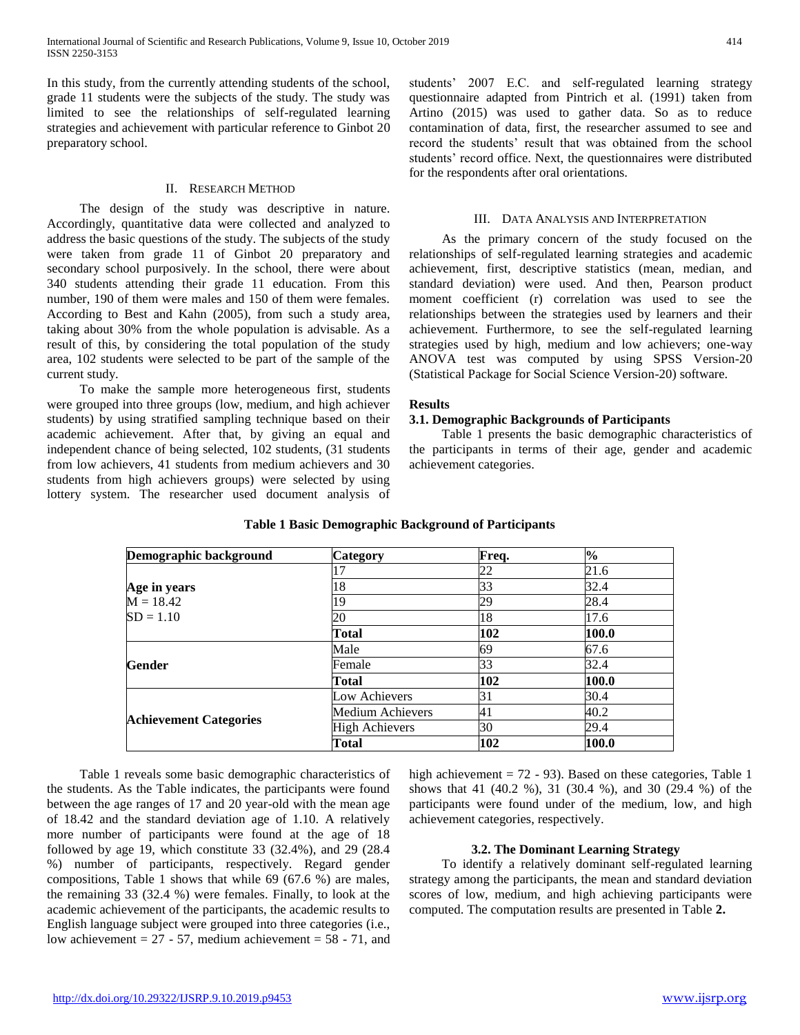In this study, from the currently attending students of the school, grade 11 students were the subjects of the study. The study was limited to see the relationships of self-regulated learning strategies and achievement with particular reference to Ginbot 20 preparatory school.

## II. Research Method

The design of the study was descriptive in nature. Accordingly, quantitative data were collected and analyzed to address the basic questions of the study. The subjects of the study were taken from grade 11 of Ginbot 20 preparatory and secondary school purposively. In the school, there were about 340 students attending their grade 11 education. From this number, 190 of them were males and 150 of them were females. According to Best and Kahn (2005), from such a study area, taking about 30% from the whole population is advisable. As a result of this, by considering the total population of the study area, 102 students were selected to be part of the sample of the current study.

To make the sample more heterogeneous first, students were grouped into three groups (low, medium, and high achiever students) by using stratified sampling technique based on their academic achievement. After that, by giving an equal and independent chance of being selected, 102 students, (31 students from low achievers, 41 students from medium achievers and 30 students from high achievers groups) were selected by using lottery system. The researcher used document analysis of students' 2007 E.C. and self-regulated learning strategy questionnaire adapted from Pintrich et al. (1991) taken from Artino (2015) was used to gather data. So as to reduce contamination of data, first, the researcher assumed to see and record the students' result that was obtained from the school students' record office. Next, the questionnaires were distributed for the respondents after oral orientations.

## III. Data Analysis and Interpretation

As the primary concern of the study focused on the relationships of self-regulated learning strategies and academic achievement, first, descriptive statistics (mean, median, and standard deviation) were used. And then, Pearson product moment coefficient (r) correlation was used to see the relationships between the strategies used by learners and their achievement. Furthermore, to see the self-regulated learning strategies used by high, medium and low achievers; one-way ANOVA test was computed by using SPSS Version-20 (Statistical Package for Social Science Version-20) software.

### Results

### 3.1. Demographic Backgrounds of Participants

Table 1 presents the basic demographic characteristics of the participants in terms of their age, gender and academic achievement categories.

**Table 1 Basic Demographic Background of Participants**

| Demographic background | Category | Freq. | % |
|---|---|---|---|
| **Age in years** M = 18.42 SD = 1.10 | 17 | 22 | 21.6 |
| | 18 | 33 | 32.4 |
| | 19 | 29 | 28.4 |
| | 20 | 18 | 17.6 |
| | **Total** | **102** | **100.0** |
| **Gender** | Male | 69 | 67.6 |
| | Female | 33 | 32.4 |
| | **Total** | **102** | **100.0** |
| **Achievement Categories** | Low Achievers | 31 | 30.4 |
| | Medium Achievers | 41 | 40.2 |
| | High Achievers | 30 | 29.4 |
| | **Total** | **102** | **100.0** |

Table 1 reveals some basic demographic characteristics of the students. As the Table indicates, the participants were found between the age ranges of 17 and 20 year-old with the mean age of 18.42 and the standard deviation age of 1.10. A relatively more number of participants were found at the age of 18 followed by age 19, which constitute 33 (32.4%), and 29 (28.4 %) number of participants, respectively. Regard gender compositions, Table 1 shows that while 69 (67.6 %) are males, the remaining 33 (32.4 %) were females. Finally, to look at the academic achievement of the participants, the academic results to English language subject were grouped into three categories (i.e., low achievement = 27 - 57, medium achievement = 58 - 71, and high achievement = 72 - 93). Based on these categories, Table 1 shows that 41 (40.2 %), 31 (30.4 %), and 30 (29.4 %) of the participants were found under of the medium, low, and high achievement categories, respectively.

### 3.2. The Dominant Learning Strategy

To identify a relatively dominant self-regulated learning strategy among the participants, the mean and standard deviation scores of low, medium, and high achieving participants were computed. The computation results are presented in Table **2.**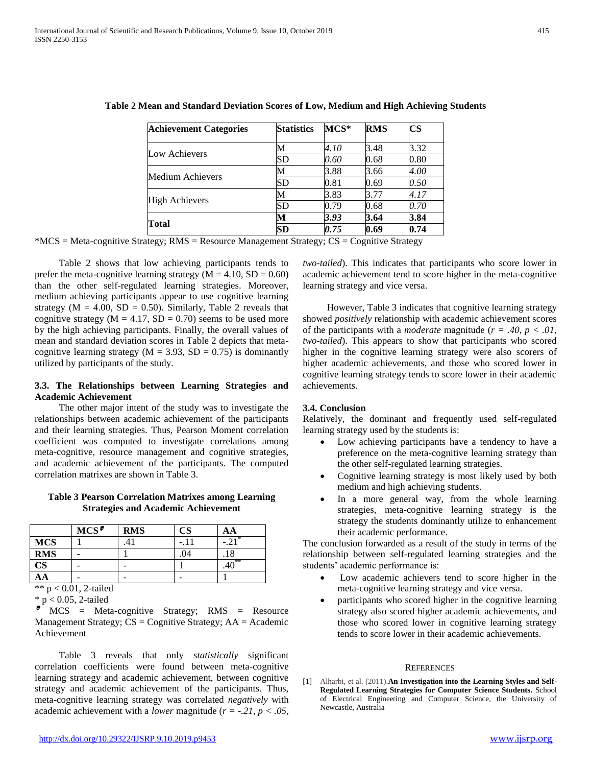**Table 2 Mean and Standard Deviation Scores of Low, Medium and High Achieving Students**

| Achievement Categories | Statistics | MCS* | RMS | CS |
|---|---|---|---|---|
| Low Achievers | M | *4.10* | 3.48 | 3.32 |
| | SD | *0.60* | 0.68 | 0.80 |
| Medium Achievers | M | 3.88 | 3.66 | *4.00* |
| | SD | 0.81 | 0.69 | *0.50* |
| High Achievers | M | 3.83 | 3.77 | *4.17* |
| | SD | 0.79 | 0.68 | *0.70* |
| **Total** | **M** | ***3.93*** | **3.64** | **3.84** |
| | **SD** | ***0.75*** | **0.69** | **0.74** |

*MCS = Meta-cognitive Strategy; RMS = Resource Management Strategy; CS = Cognitive Strategy

Table 2 shows that low achieving participants tends to prefer the meta-cognitive learning strategy (M = 4.10, SD = 0.60) than the other self-regulated learning strategies. Moreover, medium achieving participants appear to use cognitive learning strategy (M = 4.00, SD = 0.50). Similarly, Table 2 reveals that cognitive strategy (M = 4.17, SD = 0.70) seems to be used more by the high achieving participants. Finally, the overall values of mean and standard deviation scores in Table 2 depicts that meta-cognitive learning strategy (M = 3.93, SD = 0.75) is dominantly utilized by participants of the study.

### 3.3. The Relationships between Learning Strategies and Academic Achievement

The other major intent of the study was to investigate the relationships between academic achievement of the participants and their learning strategies. Thus, Pearson Moment correlation coefficient was computed to investigate correlations among meta-cognitive, resource management and cognitive strategies, and academic achievement of the participants. The computed correlation matrixes are shown in Table 3.

**Table 3 Pearson Correlation Matrixes among Learning Strategies and Academic Achievement**

| | MCS* | RMS | CS | AA |
|---|---|---|---|---|
| **MCS** | 1 | .41 | -.11 | -.21* |
| **RMS** | - | 1 | .04 | .18 |
| **CS** | - | - | 1 | .40** |
| **AA** | - | - | - | 1 |

** $p < 0.01$, 2-tailed

* $p < 0.05$, 2-tailed

* MCS = Meta-cognitive Strategy; RMS = Resource Management Strategy; CS = Cognitive Strategy; AA = Academic Achievement

Table 3 reveals that only *statistically* significant correlation coefficients were found between meta-cognitive learning strategy and academic achievement, between cognitive strategy and academic achievement of the participants. Thus, meta-cognitive learning strategy was correlated *negatively* with academic achievement with a *lower* magnitude (*$r = -.21, p < .05$, two-tailed*). This indicates that participants who score lower in academic achievement tend to score higher in the meta-cognitive learning strategy and vice versa.

However, Table 3 indicates that cognitive learning strategy showed *positively* relationship with academic achievement scores of the participants with a *moderate* magnitude (*$r = .40, p < .01$, two-tailed*). This appears to show that participants who scored higher in the cognitive learning strategy were also scorers of higher academic achievements, and those who scored lower in cognitive learning strategy tends to score lower in their academic achievements.

### 3.4. Conclusion

Relatively, the dominant and frequently used self-regulated learning strategy used by the students is:

- Low achieving participants have a tendency to have a preference on the meta-cognitive learning strategy than the other self-regulated learning strategies.
- Cognitive learning strategy is most likely used by both medium and high achieving students.
- In a more general way, from the whole learning strategies, meta-cognitive learning strategy is the strategy the students dominantly utilize to enhancement their academic performance.

The conclusion forwarded as a result of the study in terms of the relationship between self-regulated learning strategies and the students' academic performance is:

- Low academic achievers tend to score higher in the meta-cognitive learning strategy and vice versa.
- participants who scored higher in the cognitive learning strategy also scored higher academic achievements, and those who scored lower in cognitive learning strategy tends to score lower in their academic achievements.

## REFERENCES

[1] Alharbi, et al. (2011).**An Investigation into the Learning Styles and Self-Regulated Learning Strategies for Computer Science Students.** School of Electrical Engineering and Computer Science, the University of Newcastle, Australia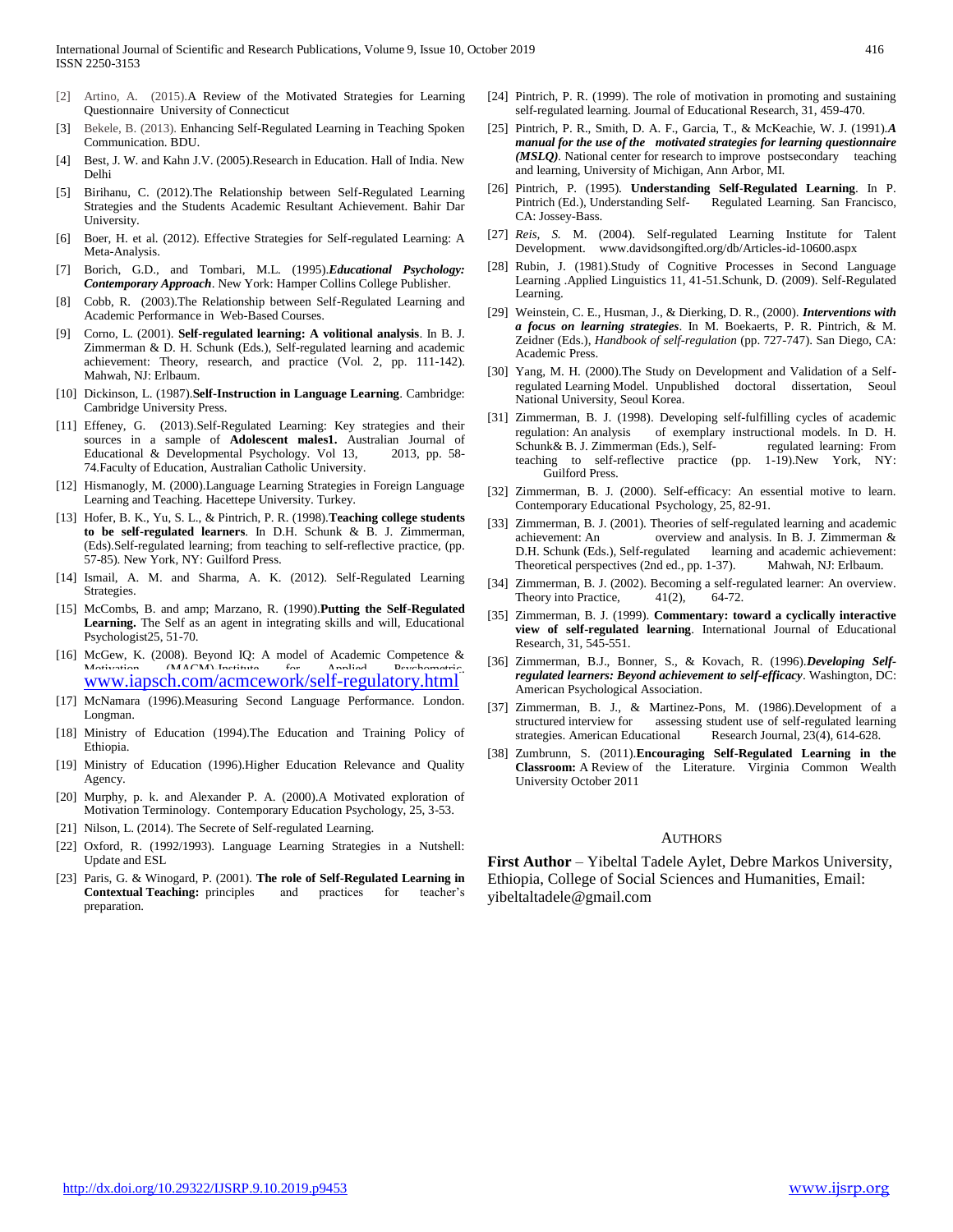[2] Artino, A. (2015).A Review of the Motivated Strategies for Learning Questionnaire University of Connecticut

[3] Bekele, B. (2013). Enhancing Self-Regulated Learning in Teaching Spoken Communication. BDU.

[4] Best, J. W. and Kahn J.V. (2005).Research in Education. Hall of India. New Delhi

[5] Birihanu, C. (2012).The Relationship between Self-Regulated Learning Strategies and the Students Academic Resultant Achievement. Bahir Dar University.

[6] Boer, H. et al. (2012). Effective Strategies for Self-regulated Learning: A Meta-Analysis.

[7] Borich, G.D., and Tombari, M.L. (1995).***Educational Psychology: Contemporary Approach***. New York: Hamper Collins College Publisher.

[8] Cobb, R. (2003).The Relationship between Self-Regulated Learning and Academic Performance in Web-Based Courses.

[9] Corno, L. (2001). **Self-regulated learning: A volitional analysis**. In B. J. Zimmerman & D. H. Schunk (Eds.), Self-regulated learning and academic achievement: Theory, research, and practice (Vol. 2, pp. 111-142). Mahwah, NJ: Erlbaum.

[10] Dickinson, L. (1987).**Self-Instruction in Language Learning**. Cambridge: Cambridge University Press.

[11] Effeney, G. (2013).Self-Regulated Learning: Key strategies and their sources in a sample of **Adolescent males1.** Australian Journal of Educational & Developmental Psychology. Vol 13, 2013, pp. 58-74.Faculty of Education, Australian Catholic University.

[12] Hismanogly, M. (2000).Language Learning Strategies in Foreign Language Learning and Teaching. Hacettepe University. Turkey.

[13] Hofer, B. K., Yu, S. L., & Pintrich, P. R. (1998).**Teaching college students to be self-regulated learners**. In D.H. Schunk & B. J. Zimmerman, (Eds).Self-regulated learning; from teaching to self-reflective practice, (pp. 57-85). New York, NY: Guilford Press.

[14] Ismail, A. M. and Sharma, A. K. (2012). Self-Regulated Learning Strategies.

[15] McCombs, B. and amp; Marzano, R. (1990).**Putting the Self-Regulated Learning.** The Self as an agent in integrating skills and will, Educational Psychologist25, 51-70.

[16] McGew, K. (2008). Beyond IQ: A model of Academic Competence & Motivation (MACM).Institute for Applied Psychometric. www.iapsch.com/acmcework/self-regulatory.html

[17] McNamara (1996).Measuring Second Language Performance. London. Longman.

[18] Ministry of Education (1994).The Education and Training Policy of Ethiopia.

[19] Ministry of Education (1996).Higher Education Relevance and Quality Agency.

[20] Murphy, p. k. and Alexander P. A. (2000).A Motivated exploration of Motivation Terminology. Contemporary Education Psychology, 25, 3-53.

[21] Nilson, L. (2014). The Secrete of Self-regulated Learning.

[22] Oxford, R. (1992/1993). Language Learning Strategies in a Nutshell: Update and ESL

[23] Paris, G. & Winogard, P. (2001). **The role of Self-Regulated Learning in Contextual Teaching:** principles and practices for teacher's preparation.

[24] Pintrich, P. R. (1999). The role of motivation in promoting and sustaining self-regulated learning. Journal of Educational Research, 31, 459-470.

[25] Pintrich, P. R., Smith, D. A. F., Garcia, T., & McKeachie, W. J. (1991).***A manual for the use of the motivated strategies for learning questionnaire (MSLQ)***. National center for research to improve postsecondary teaching and learning, University of Michigan, Ann Arbor, MI.

[26] Pintrich, P. (1995). **Understanding Self-Regulated Learning**. In P. Pintrich (Ed.), Understanding Self- Regulated Learning. San Francisco, CA: Jossey-Bass.

[27] *Reis, S.* M. (2004). Self-regulated Learning Institute for Talent Development. www.davidsongifted.org/db/Articles-id-10600.aspx

[28] Rubin, J. (1981).Study of Cognitive Processes in Second Language Learning .Applied Linguistics 11, 41-51.Schunk, D. (2009). Self-Regulated Learning.

[29] Weinstein, C. E., Husman, J., & Dierking, D. R., (2000). ***Interventions with a focus on learning strategies***. In M. Boekaerts, P. R. Pintrich, & M. Zeidner (Eds.), *Handbook of self-regulation* (pp. 727-747). San Diego, CA: Academic Press.

[30] Yang, M. H. (2000).The Study on Development and Validation of a Self-regulated Learning Model. Unpublished doctoral dissertation, Seoul National University, Seoul Korea.

[31] Zimmerman, B. J. (1998). Developing self-fulfilling cycles of academic regulation: An analysis of exemplary instructional models. In D. H. Schunk& B. J. Zimmerman (Eds.), Self- regulated learning: From teaching to self-reflective practice (pp. 1-19).New York, NY: Guilford Press.

[32] Zimmerman, B. J. (2000). Self-efficacy: An essential motive to learn. Contemporary Educational Psychology, 25, 82-91.

[33] Zimmerman, B. J. (2001). Theories of self-regulated learning and academic achievement: An overview and analysis. In B. J. Zimmerman & D.H. Schunk (Eds.), Self-regulated learning and academic achievement: Theoretical perspectives (2nd ed., pp. 1-37). Mahwah, NJ: Erlbaum.

[34] Zimmerman, B. J. (2002). Becoming a self-regulated learner: An overview. Theory into Practice, 41(2), 64-72.

[35] Zimmerman, B. J. (1999). **Commentary: toward a cyclically interactive view of self-regulated learning**. International Journal of Educational Research, 31, 545-551.

[36] Zimmerman, B.J., Bonner, S., & Kovach, R. (1996).***Developing Self-regulated learners: Beyond achievement to self-efficacy***. Washington, DC: American Psychological Association.

[37] Zimmerman, B. J., & Martinez-Pons, M. (1986).Development of a structured interview for assessing student use of self-regulated learning strategies. American Educational Research Journal, 23(4), 614-628.

[38] Zumbrunn, S. (2011).**Encouraging Self-Regulated Learning in the Classroom:** A Review of the Literature. Virginia Common Wealth University October 2011

## Authors

**First Author** – Yibeltal Tadele Aylet, Debre Markos University, Ethiopia, College of Social Sciences and Humanities, Email: yibeltaltadele@gmail.com